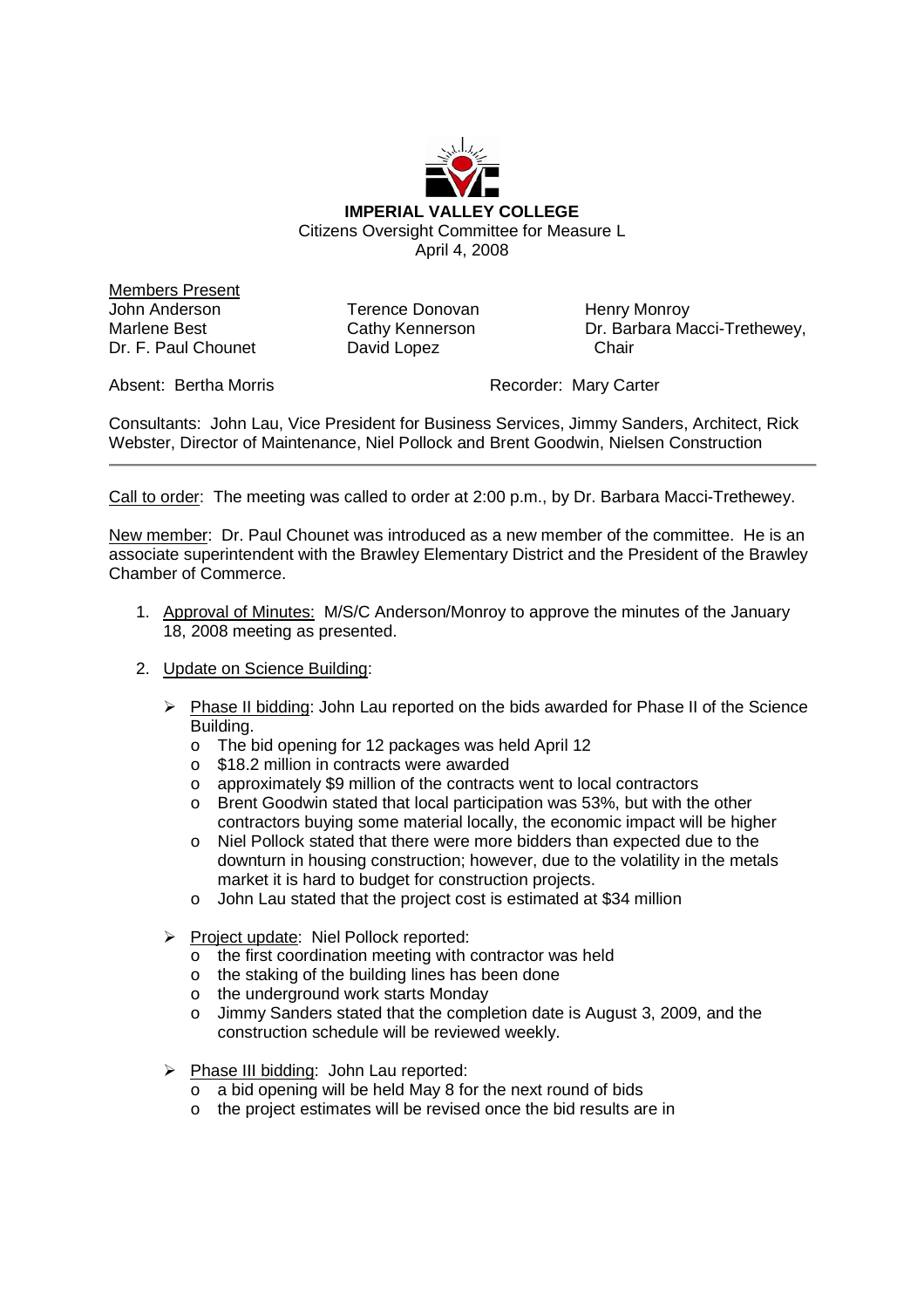**IMPERIAL VALLEY COLLEGE**

Citizens Oversight Committee for Measure L

April 4, 2008

Members Present

John Anderson
Marlene Best
Dr. F. Paul Chounet
Terence Donovan
Cathy Kennerson
David Lopez
Henry Monroy
Dr. Barbara Macci-Trethewey, Chair

Absent: Bertha Morris

Recorder: Mary Carter

Consultants: John Lau, Vice President for Business Services, Jimmy Sanders, Architect, Rick Webster, Director of Maintenance, Niel Pollock and Brent Goodwin, Nielsen Construction

---

Call to order: The meeting was called to order at 2:00 p.m., by Dr. Barbara Macci-Trethewey.

New member: Dr. Paul Chounet was introduced as a new member of the committee. He is an associate superintendent with the Brawley Elementary District and the President of the Brawley Chamber of Commerce.

1. Approval of Minutes: M/S/C Anderson/Monroy to approve the minutes of the January 18, 2008 meeting as presented.

2. Update on Science Building:

   - Phase II bidding: John Lau reported on the bids awarded for Phase II of the Science Building.
     - The bid opening for 12 packages was held April 12
     - $18.2 million in contracts were awarded
     - approximately $9 million of the contracts went to local contractors
     - Brent Goodwin stated that local participation was 53%, but with the other contractors buying some material locally, the economic impact will be higher
     - Niel Pollock stated that there were more bidders than expected due to the downturn in housing construction; however, due to the volatility in the metals market it is hard to budget for construction projects.
     - John Lau stated that the project cost is estimated at $34 million

   - Project update: Niel Pollock reported:
     - the first coordination meeting with contractor was held
     - the staking of the building lines has been done
     - the underground work starts Monday
     - Jimmy Sanders stated that the completion date is August 3, 2009, and the construction schedule will be reviewed weekly.

   - Phase III bidding: John Lau reported:
     - a bid opening will be held May 8 for the next round of bids
     - the project estimates will be revised once the bid results are in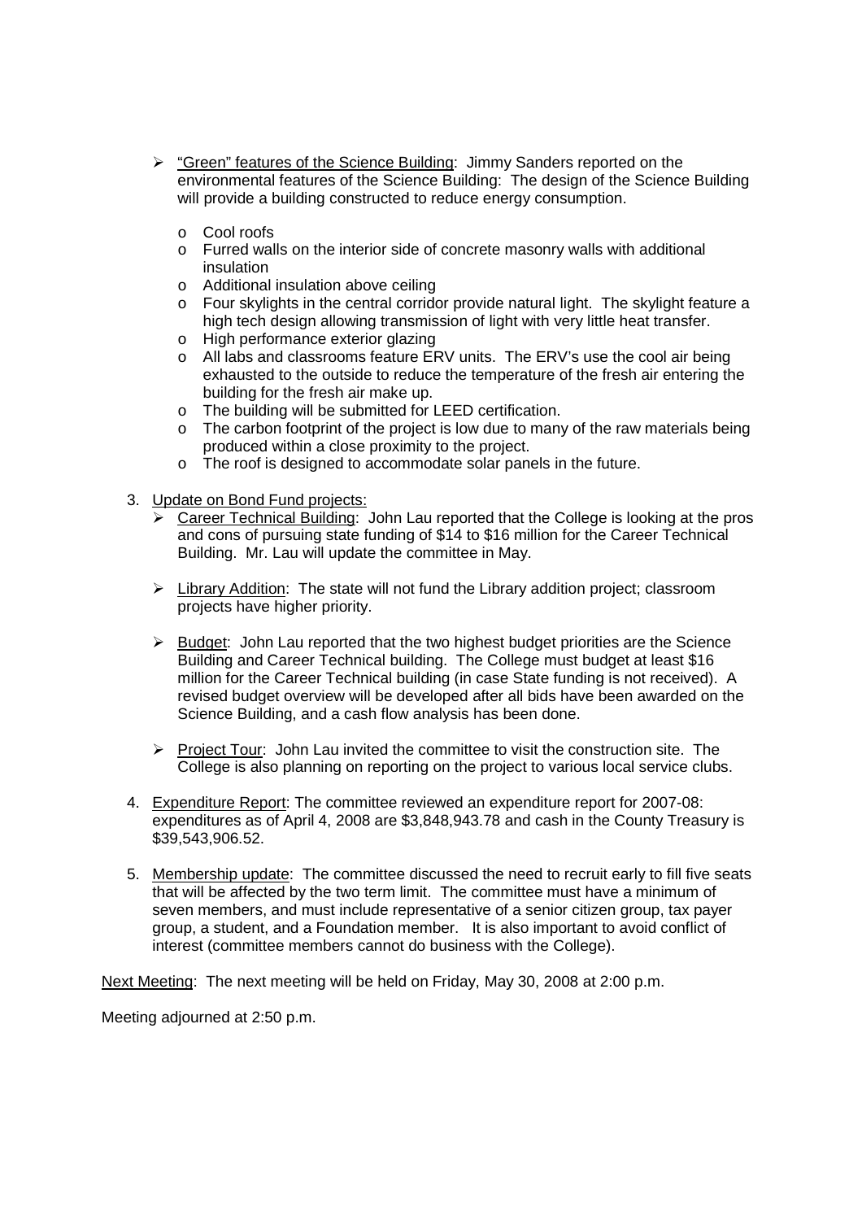- "Green" features of the Science Building: Jimmy Sanders reported on the environmental features of the Science Building: The design of the Science Building will provide a building constructed to reduce energy consumption.

  - Cool roofs
  - Furred walls on the interior side of concrete masonry walls with additional insulation
  - Additional insulation above ceiling
  - Four skylights in the central corridor provide natural light. The skylight feature a high tech design allowing transmission of light with very little heat transfer.
  - High performance exterior glazing
  - All labs and classrooms feature ERV units. The ERV's use the cool air being exhausted to the outside to reduce the temperature of the fresh air entering the building for the fresh air make up.
  - The building will be submitted for LEED certification.
  - The carbon footprint of the project is low due to many of the raw materials being produced within a close proximity to the project.
  - The roof is designed to accommodate solar panels in the future.

3. Update on Bond Fund projects:
   - Career Technical Building: John Lau reported that the College is looking at the pros and cons of pursuing state funding of $14 to $16 million for the Career Technical Building. Mr. Lau will update the committee in May.

   - Library Addition: The state will not fund the Library addition project; classroom projects have higher priority.

   - Budget: John Lau reported that the two highest budget priorities are the Science Building and Career Technical building. The College must budget at least $16 million for the Career Technical building (in case State funding is not received). A revised budget overview will be developed after all bids have been awarded on the Science Building, and a cash flow analysis has been done.

   - Project Tour: John Lau invited the committee to visit the construction site. The College is also planning on reporting on the project to various local service clubs.

4. Expenditure Report: The committee reviewed an expenditure report for 2007-08: expenditures as of April 4, 2008 are $3,848,943.78 and cash in the County Treasury is $39,543,906.52.

5. Membership update: The committee discussed the need to recruit early to fill five seats that will be affected by the two term limit. The committee must have a minimum of seven members, and must include representative of a senior citizen group, tax payer group, a student, and a Foundation member. It is also important to avoid conflict of interest (committee members cannot do business with the College).

Next Meeting: The next meeting will be held on Friday, May 30, 2008 at 2:00 p.m.

Meeting adjourned at 2:50 p.m.